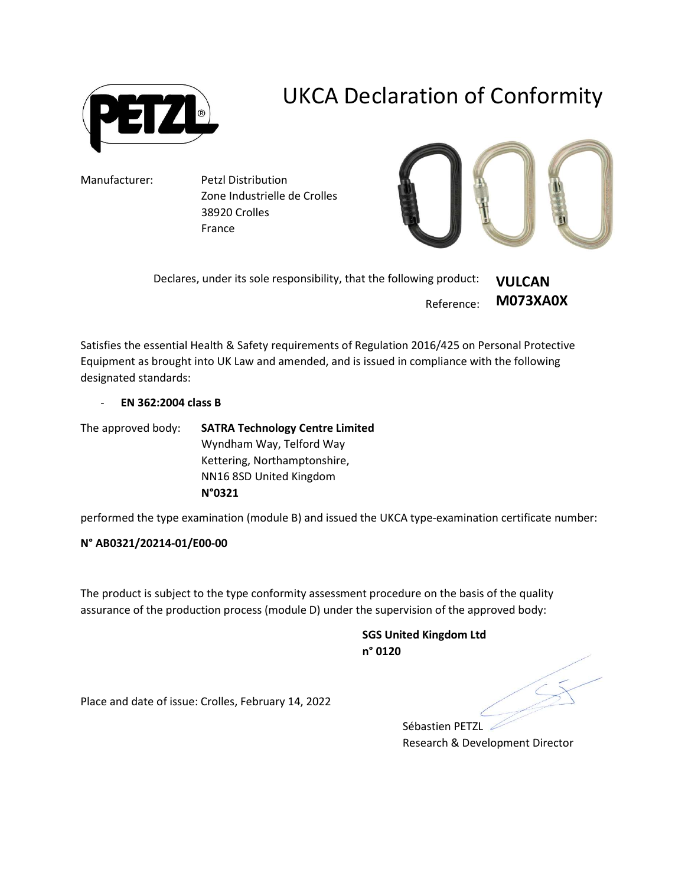# UKCA Declaration of Conformity

Manufacturer: Petzl Distribution
Zone Industrielle de Crolles
38920 Crolles
France

Declares, under its sole responsibility, that the following product: **VULCAN**

Reference: **M073XA0X**

Satisfies the essential Health & Safety requirements of Regulation 2016/425 on Personal Protective Equipment as brought into UK Law and amended, and is issued in compliance with the following designated standards:

- **EN 362:2004 class B**

The approved body: **SATRA Technology Centre Limited**
Wyndham Way, Telford Way
Kettering, Northamptonshire,
NN16 8SD United Kingdom
**N°0321**

performed the type examination (module B) and issued the UKCA type-examination certificate number:

**N° AB0321/20214-01/E00-00**

The product is subject to the type conformity assessment procedure on the basis of the quality assurance of the production process (module D) under the supervision of the approved body:

**SGS United Kingdom Ltd**
**n° 0120**

Place and date of issue: Crolles, February 14, 2022

Sébastien PETZL
Research & Development Director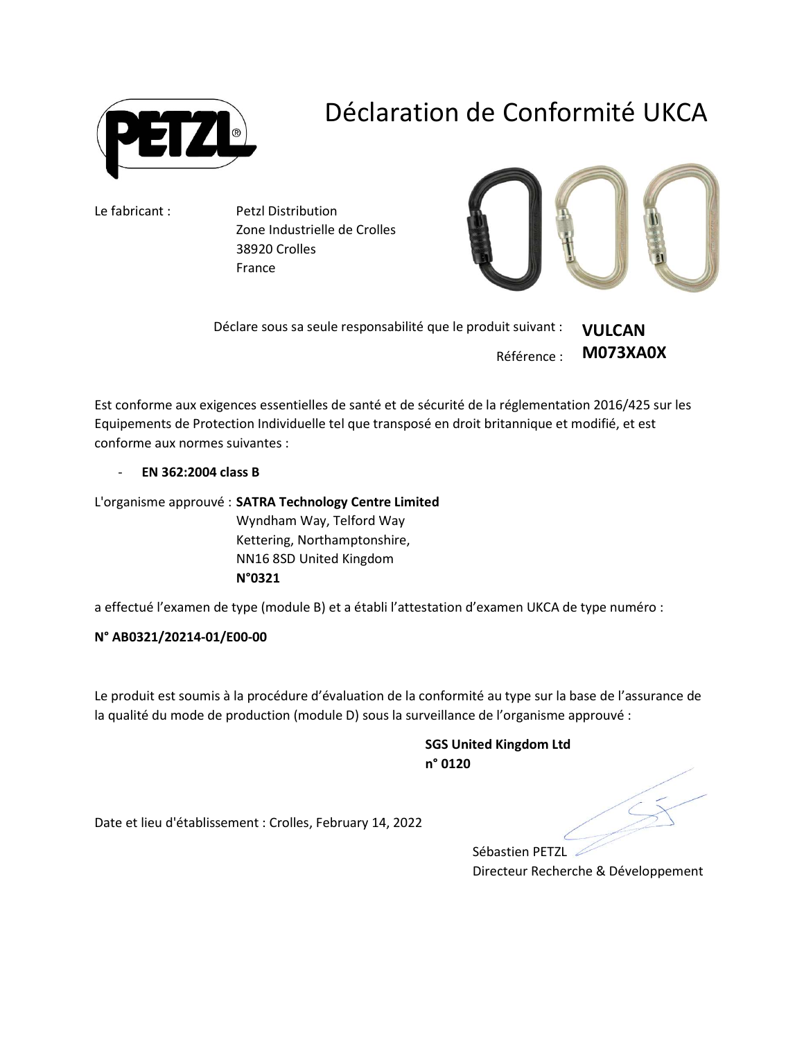# Déclaration de Conformité UKCA

Le fabricant : Petzl Distribution
Zone Industrielle de Crolles
38920 Crolles
France

Déclare sous sa seule responsabilité que le produit suivant : **VULCAN**

Référence : **M073XA0X**

Est conforme aux exigences essentielles de santé et de sécurité de la réglementation 2016/425 sur les Equipements de Protection Individuelle tel que transposé en droit britannique et modifié, et est conforme aux normes suivantes :

- **EN 362:2004 class B**

L'organisme approuvé : **SATRA Technology Centre Limited**
Wyndham Way, Telford Way
Kettering, Northamptonshire,
NN16 8SD United Kingdom
**N°0321**

a effectué l'examen de type (module B) et a établi l'attestation d'examen UKCA de type numéro :

**N° AB0321/20214-01/E00-00**

Le produit est soumis à la procédure d'évaluation de la conformité au type sur la base de l'assurance de la qualité du mode de production (module D) sous la surveillance de l'organisme approuvé :

**SGS United Kingdom Ltd**
**n° 0120**

Date et lieu d'établissement : Crolles, February 14, 2022

Sébastien PETZL
Directeur Recherche & Développement